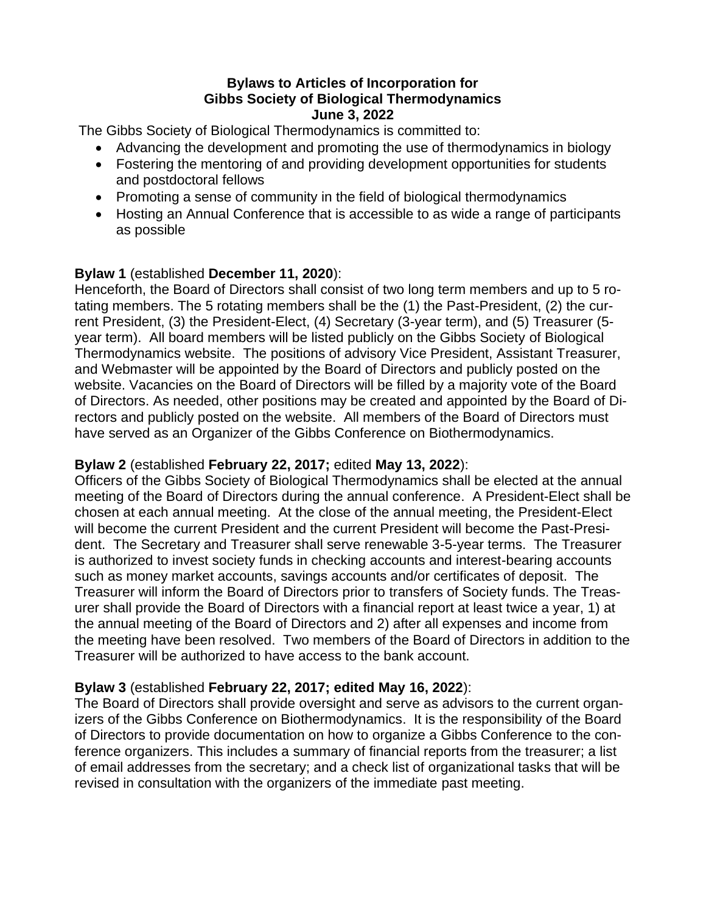# Bylaws to Articles of Incorporation for Gibbs Society of Biological Thermodynamics
## June 3, 2022

The Gibbs Society of Biological Thermodynamics is committed to:

- Advancing the development and promoting the use of thermodynamics in biology
- Fostering the mentoring of and providing development opportunities for students and postdoctoral fellows
- Promoting a sense of community in the field of biological thermodynamics
- Hosting an Annual Conference that is accessible to as wide a range of participants as possible

**Bylaw 1** (established **December 11, 2020**):
Henceforth, the Board of Directors shall consist of two long term members and up to 5 rotating members. The 5 rotating members shall be the (1) the Past-President, (2) the current President, (3) the President-Elect, (4) Secretary (3-year term), and (5) Treasurer (5-year term). All board members will be listed publicly on the Gibbs Society of Biological Thermodynamics website. The positions of advisory Vice President, Assistant Treasurer, and Webmaster will be appointed by the Board of Directors and publicly posted on the website. Vacancies on the Board of Directors will be filled by a majority vote of the Board of Directors. As needed, other positions may be created and appointed by the Board of Directors and publicly posted on the website. All members of the Board of Directors must have served as an Organizer of the Gibbs Conference on Biothermodynamics.

**Bylaw 2** (established **February 22, 2017;** edited **May 13, 2022**):
Officers of the Gibbs Society of Biological Thermodynamics shall be elected at the annual meeting of the Board of Directors during the annual conference. A President-Elect shall be chosen at each annual meeting. At the close of the annual meeting, the President-Elect will become the current President and the current President will become the Past-President. The Secretary and Treasurer shall serve renewable 3-5-year terms. The Treasurer is authorized to invest society funds in checking accounts and interest-bearing accounts such as money market accounts, savings accounts and/or certificates of deposit. The Treasurer will inform the Board of Directors prior to transfers of Society funds. The Treasurer shall provide the Board of Directors with a financial report at least twice a year, 1) at the annual meeting of the Board of Directors and 2) after all expenses and income from the meeting have been resolved. Two members of the Board of Directors in addition to the Treasurer will be authorized to have access to the bank account.

**Bylaw 3** (established **February 22, 2017; edited May 16, 2022**):
The Board of Directors shall provide oversight and serve as advisors to the current organizers of the Gibbs Conference on Biothermodynamics. It is the responsibility of the Board of Directors to provide documentation on how to organize a Gibbs Conference to the conference organizers. This includes a summary of financial reports from the treasurer; a list of email addresses from the secretary; and a check list of organizational tasks that will be revised in consultation with the organizers of the immediate past meeting.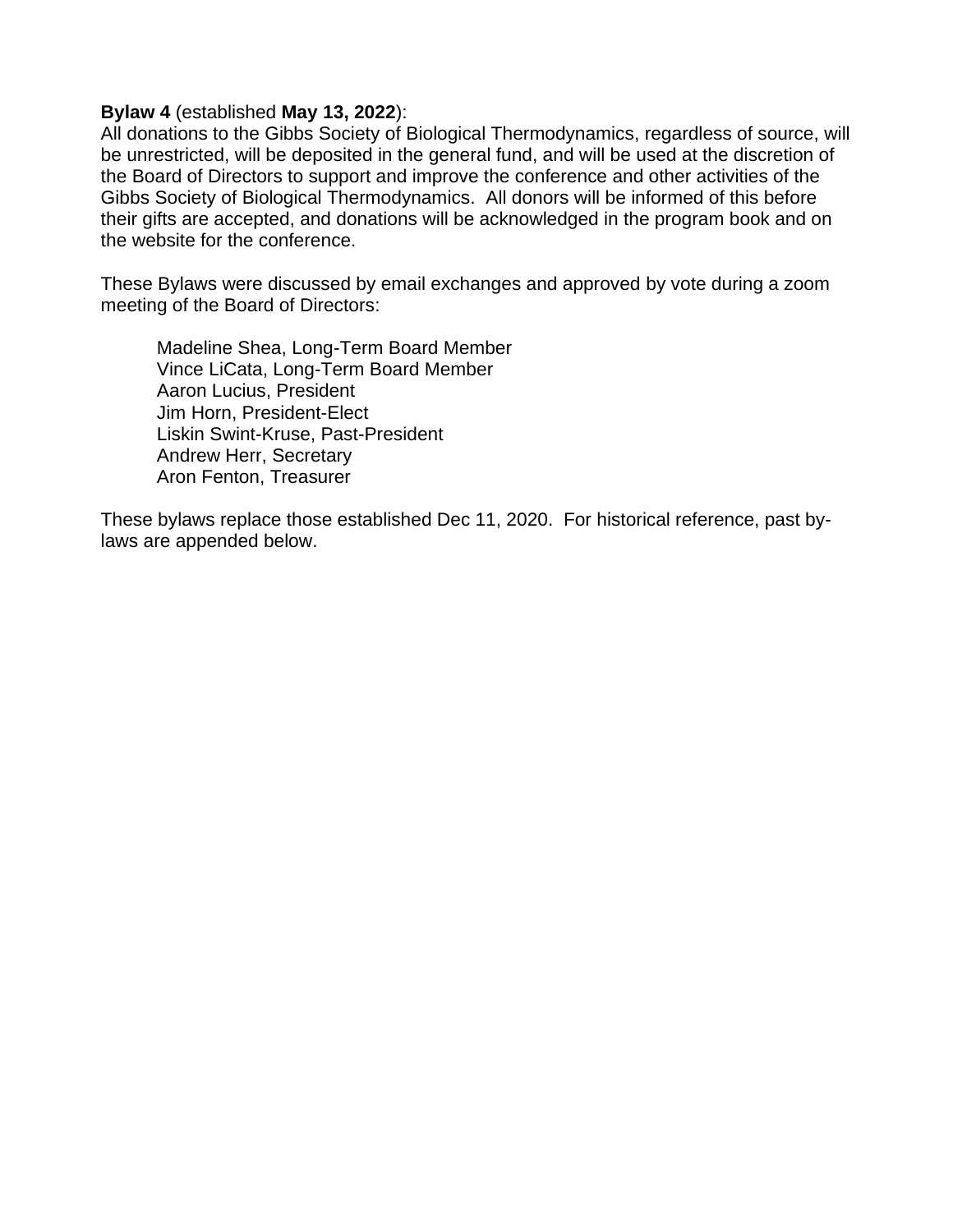**Bylaw 4** (established **May 13, 2022**):
All donations to the Gibbs Society of Biological Thermodynamics, regardless of source, will be unrestricted, will be deposited in the general fund, and will be used at the discretion of the Board of Directors to support and improve the conference and other activities of the Gibbs Society of Biological Thermodynamics. All donors will be informed of this before their gifts are accepted, and donations will be acknowledged in the program book and on the website for the conference.

These Bylaws were discussed by email exchanges and approved by vote during a zoom meeting of the Board of Directors:

Madeline Shea, Long-Term Board Member
Vince LiCata, Long-Term Board Member
Aaron Lucius, President
Jim Horn, President-Elect
Liskin Swint-Kruse, Past-President
Andrew Herr, Secretary
Aron Fenton, Treasurer

These bylaws replace those established Dec 11, 2020. For historical reference, past by-laws are appended below.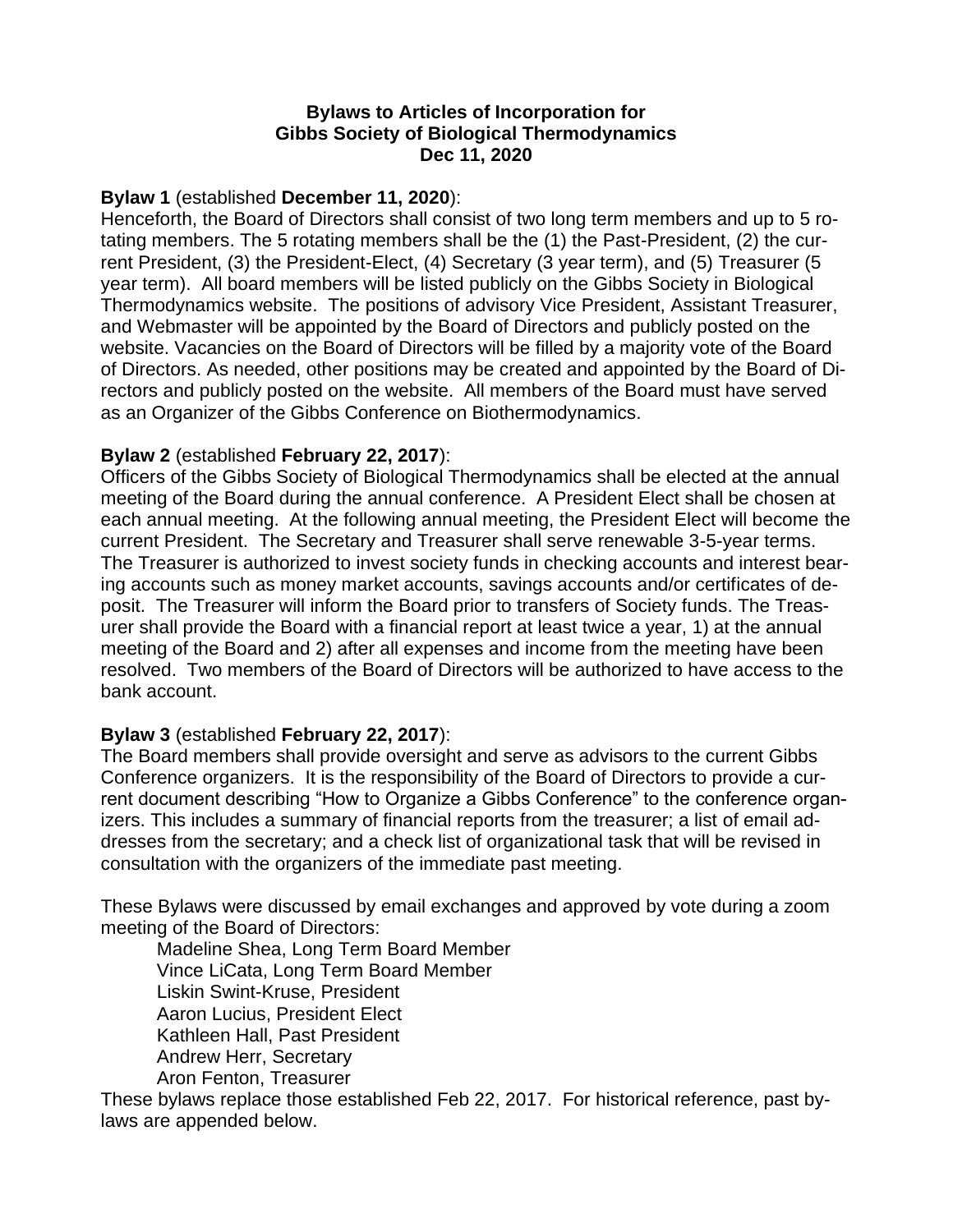**Bylaws to Articles of Incorporation for**
**Gibbs Society of Biological Thermodynamics**
**Dec 11, 2020**

**Bylaw 1** (established **December 11, 2020**):
Henceforth, the Board of Directors shall consist of two long term members and up to 5 rotating members. The 5 rotating members shall be the (1) the Past-President, (2) the current President, (3) the President-Elect, (4) Secretary (3 year term), and (5) Treasurer (5 year term). All board members will be listed publicly on the Gibbs Society in Biological Thermodynamics website. The positions of advisory Vice President, Assistant Treasurer, and Webmaster will be appointed by the Board of Directors and publicly posted on the website. Vacancies on the Board of Directors will be filled by a majority vote of the Board of Directors. As needed, other positions may be created and appointed by the Board of Directors and publicly posted on the website. All members of the Board must have served as an Organizer of the Gibbs Conference on Biothermodynamics.

**Bylaw 2** (established **February 22, 2017**):
Officers of the Gibbs Society of Biological Thermodynamics shall be elected at the annual meeting of the Board during the annual conference. A President Elect shall be chosen at each annual meeting. At the following annual meeting, the President Elect will become the current President. The Secretary and Treasurer shall serve renewable 3-5-year terms. The Treasurer is authorized to invest society funds in checking accounts and interest bearing accounts such as money market accounts, savings accounts and/or certificates of deposit. The Treasurer will inform the Board prior to transfers of Society funds. The Treasurer shall provide the Board with a financial report at least twice a year, 1) at the annual meeting of the Board and 2) after all expenses and income from the meeting have been resolved. Two members of the Board of Directors will be authorized to have access to the bank account.

**Bylaw 3** (established **February 22, 2017**):
The Board members shall provide oversight and serve as advisors to the current Gibbs Conference organizers. It is the responsibility of the Board of Directors to provide a current document describing "How to Organize a Gibbs Conference" to the conference organizers. This includes a summary of financial reports from the treasurer; a list of email addresses from the secretary; and a check list of organizational task that will be revised in consultation with the organizers of the immediate past meeting.

These Bylaws were discussed by email exchanges and approved by vote during a zoom meeting of the Board of Directors:

Madeline Shea, Long Term Board Member
Vince LiCata, Long Term Board Member
Liskin Swint-Kruse, President
Aaron Lucius, President Elect
Kathleen Hall, Past President
Andrew Herr, Secretary
Aron Fenton, Treasurer

These bylaws replace those established Feb 22, 2017. For historical reference, past bylaws are appended below.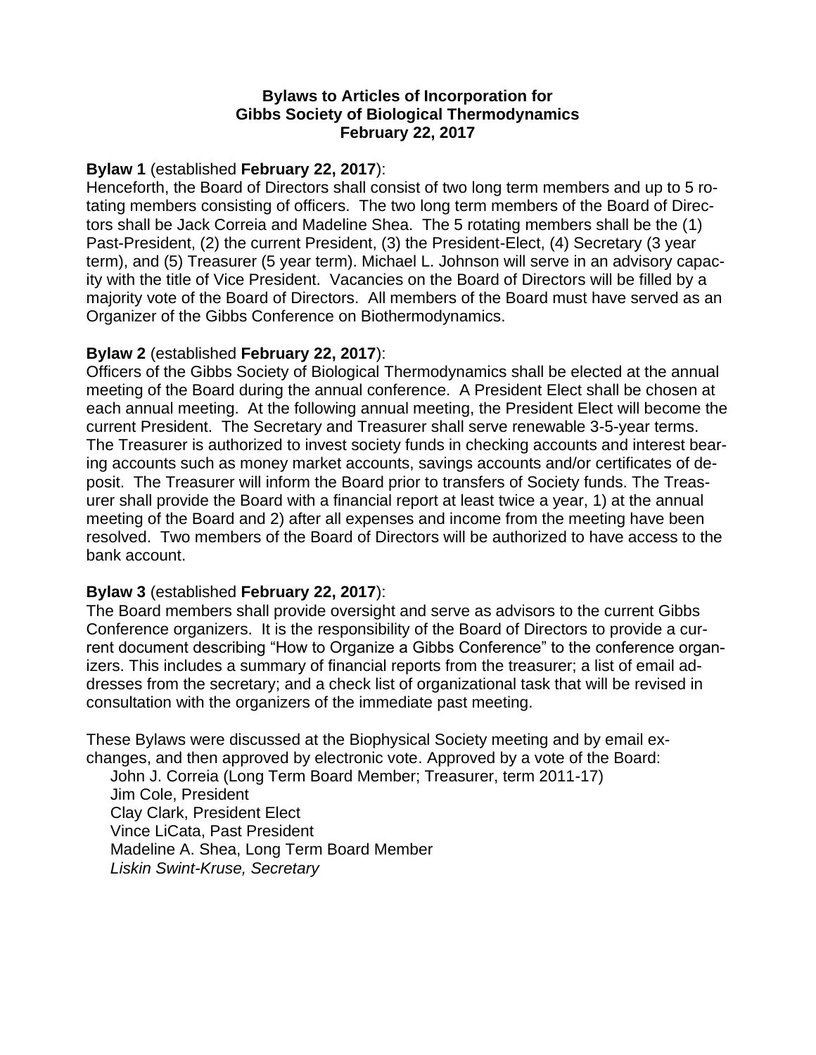# Bylaws to Articles of Incorporation for Gibbs Society of Biological Thermodynamics February 22, 2017

**Bylaw 1** (established **February 22, 2017**):
Henceforth, the Board of Directors shall consist of two long term members and up to 5 rotating members consisting of officers. The two long term members of the Board of Directors shall be Jack Correia and Madeline Shea. The 5 rotating members shall be the (1) Past-President, (2) the current President, (3) the President-Elect, (4) Secretary (3 year term), and (5) Treasurer (5 year term). Michael L. Johnson will serve in an advisory capacity with the title of Vice President. Vacancies on the Board of Directors will be filled by a majority vote of the Board of Directors. All members of the Board must have served as an Organizer of the Gibbs Conference on Biothermodynamics.

**Bylaw 2** (established **February 22, 2017**):
Officers of the Gibbs Society of Biological Thermodynamics shall be elected at the annual meeting of the Board during the annual conference. A President Elect shall be chosen at each annual meeting. At the following annual meeting, the President Elect will become the current President. The Secretary and Treasurer shall serve renewable 3-5-year terms. The Treasurer is authorized to invest society funds in checking accounts and interest bearing accounts such as money market accounts, savings accounts and/or certificates of deposit. The Treasurer will inform the Board prior to transfers of Society funds. The Treasurer shall provide the Board with a financial report at least twice a year, 1) at the annual meeting of the Board and 2) after all expenses and income from the meeting have been resolved. Two members of the Board of Directors will be authorized to have access to the bank account.

**Bylaw 3** (established **February 22, 2017**):
The Board members shall provide oversight and serve as advisors to the current Gibbs Conference organizers. It is the responsibility of the Board of Directors to provide a current document describing "How to Organize a Gibbs Conference" to the conference organizers. This includes a summary of financial reports from the treasurer; a list of email addresses from the secretary; and a check list of organizational task that will be revised in consultation with the organizers of the immediate past meeting.

These Bylaws were discussed at the Biophysical Society meeting and by email exchanges, and then approved by electronic vote. Approved by a vote of the Board:

John J. Correia (Long Term Board Member; Treasurer, term 2011-17)
Jim Cole, President
Clay Clark, President Elect
Vince LiCata, Past President
Madeline A. Shea, Long Term Board Member
*Liskin Swint-Kruse, Secretary*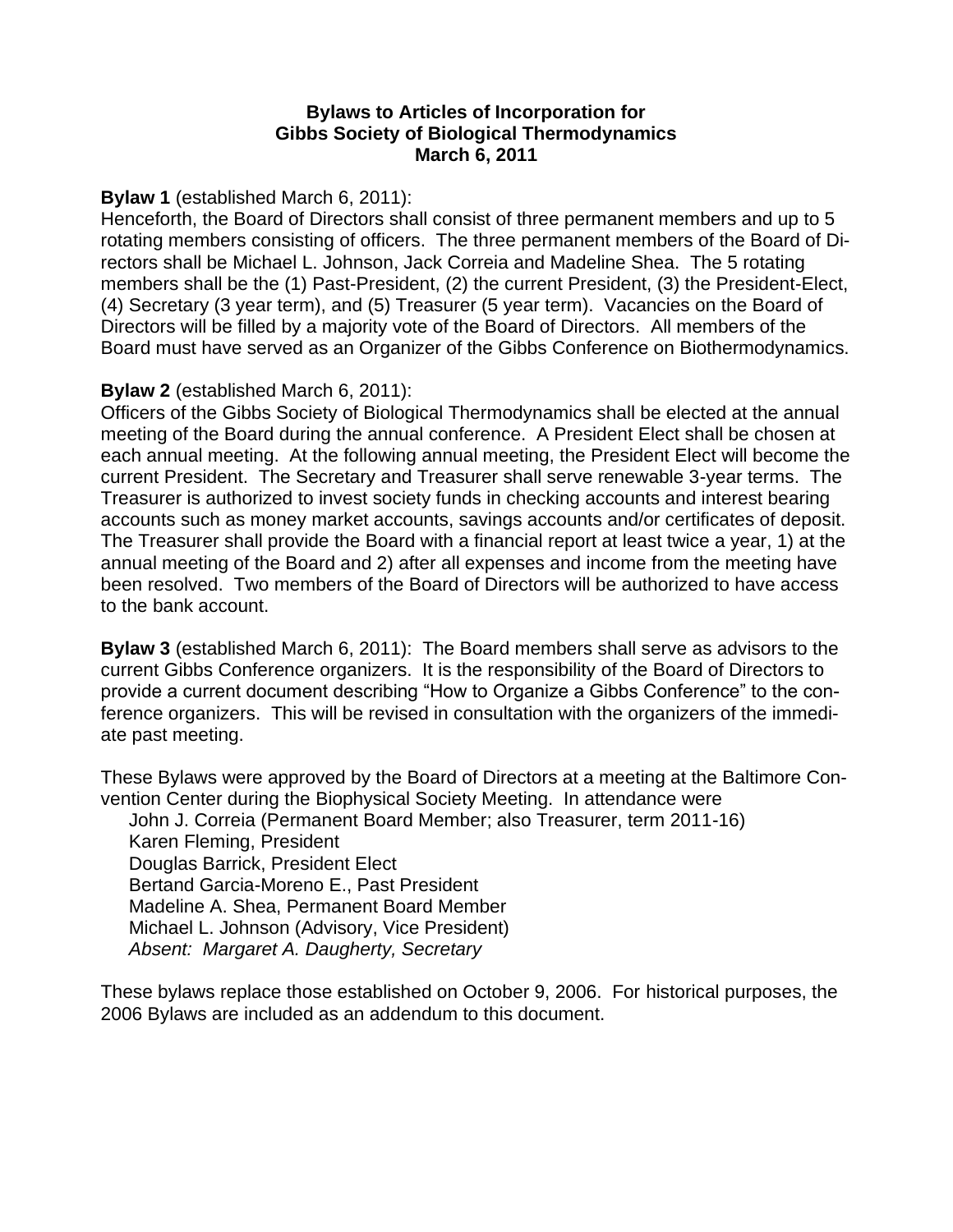# Bylaws to Articles of Incorporation for Gibbs Society of Biological Thermodynamics March 6, 2011

**Bylaw 1** (established March 6, 2011):
Henceforth, the Board of Directors shall consist of three permanent members and up to 5 rotating members consisting of officers. The three permanent members of the Board of Directors shall be Michael L. Johnson, Jack Correia and Madeline Shea. The 5 rotating members shall be the (1) Past-President, (2) the current President, (3) the President-Elect, (4) Secretary (3 year term), and (5) Treasurer (5 year term). Vacancies on the Board of Directors will be filled by a majority vote of the Board of Directors. All members of the Board must have served as an Organizer of the Gibbs Conference on Biothermodynamics.

**Bylaw 2** (established March 6, 2011):
Officers of the Gibbs Society of Biological Thermodynamics shall be elected at the annual meeting of the Board during the annual conference. A President Elect shall be chosen at each annual meeting. At the following annual meeting, the President Elect will become the current President. The Secretary and Treasurer shall serve renewable 3-year terms. The Treasurer is authorized to invest society funds in checking accounts and interest bearing accounts such as money market accounts, savings accounts and/or certificates of deposit. The Treasurer shall provide the Board with a financial report at least twice a year, 1) at the annual meeting of the Board and 2) after all expenses and income from the meeting have been resolved. Two members of the Board of Directors will be authorized to have access to the bank account.

**Bylaw 3** (established March 6, 2011): The Board members shall serve as advisors to the current Gibbs Conference organizers. It is the responsibility of the Board of Directors to provide a current document describing "How to Organize a Gibbs Conference" to the conference organizers. This will be revised in consultation with the organizers of the immediate past meeting.

These Bylaws were approved by the Board of Directors at a meeting at the Baltimore Convention Center during the Biophysical Society Meeting. In attendance were

John J. Correia (Permanent Board Member; also Treasurer, term 2011-16)
Karen Fleming, President
Douglas Barrick, President Elect
Bertand Garcia-Moreno E., Past President
Madeline A. Shea, Permanent Board Member
Michael L. Johnson (Advisory, Vice President)
*Absent: Margaret A. Daugherty, Secretary*

These bylaws replace those established on October 9, 2006. For historical purposes, the 2006 Bylaws are included as an addendum to this document.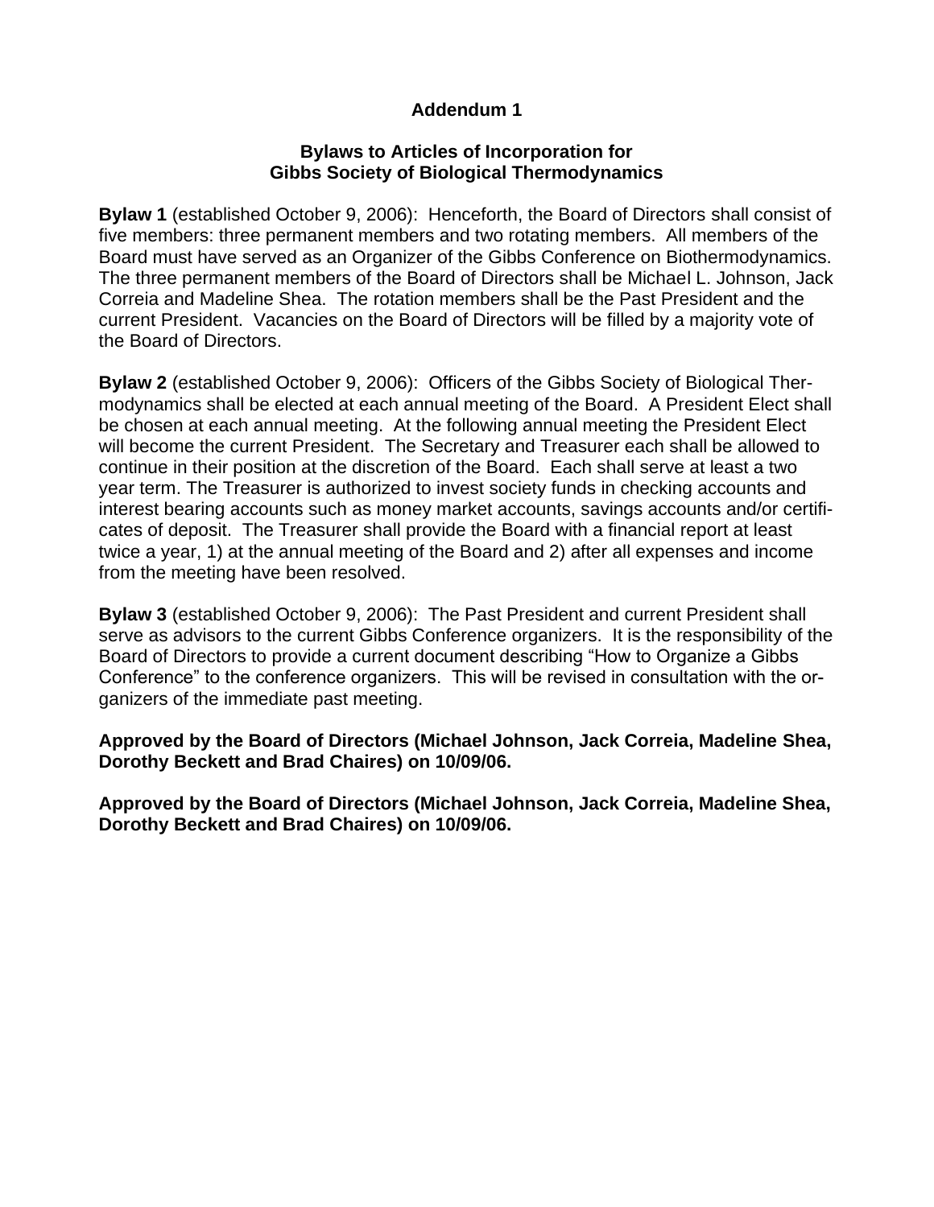## Addendum 1

### Bylaws to Articles of Incorporation for Gibbs Society of Biological Thermodynamics

**Bylaw 1** (established October 9, 2006): Henceforth, the Board of Directors shall consist of five members: three permanent members and two rotating members. All members of the Board must have served as an Organizer of the Gibbs Conference on Biothermodynamics. The three permanent members of the Board of Directors shall be Michael L. Johnson, Jack Correia and Madeline Shea. The rotation members shall be the Past President and the current President. Vacancies on the Board of Directors will be filled by a majority vote of the Board of Directors.

**Bylaw 2** (established October 9, 2006): Officers of the Gibbs Society of Biological Thermodynamics shall be elected at each annual meeting of the Board. A President Elect shall be chosen at each annual meeting. At the following annual meeting the President Elect will become the current President. The Secretary and Treasurer each shall be allowed to continue in their position at the discretion of the Board. Each shall serve at least a two year term. The Treasurer is authorized to invest society funds in checking accounts and interest bearing accounts such as money market accounts, savings accounts and/or certificates of deposit. The Treasurer shall provide the Board with a financial report at least twice a year, 1) at the annual meeting of the Board and 2) after all expenses and income from the meeting have been resolved.

**Bylaw 3** (established October 9, 2006): The Past President and current President shall serve as advisors to the current Gibbs Conference organizers. It is the responsibility of the Board of Directors to provide a current document describing "How to Organize a Gibbs Conference" to the conference organizers. This will be revised in consultation with the organizers of the immediate past meeting.

**Approved by the Board of Directors (Michael Johnson, Jack Correia, Madeline Shea, Dorothy Beckett and Brad Chaires) on 10/09/06.**

**Approved by the Board of Directors (Michael Johnson, Jack Correia, Madeline Shea, Dorothy Beckett and Brad Chaires) on 10/09/06.**